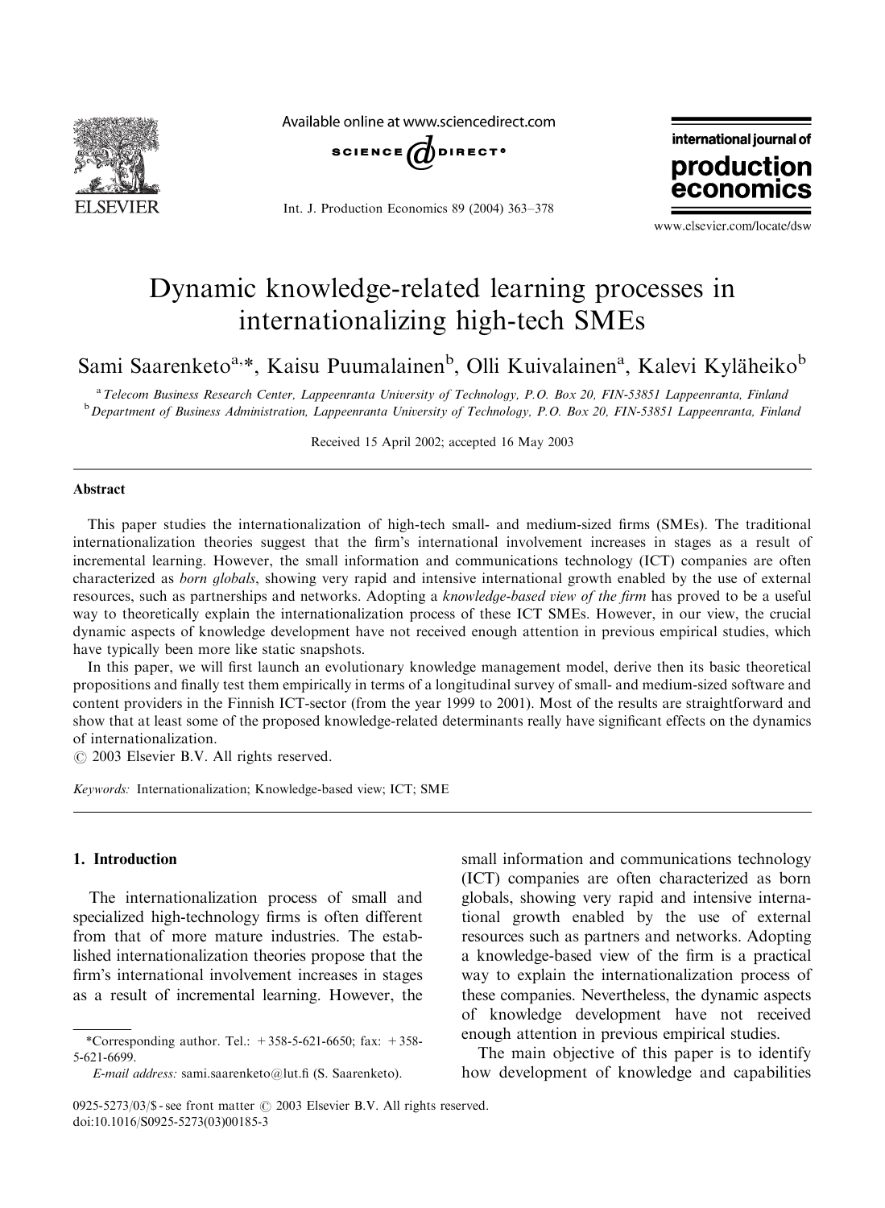# Dynamic knowledge-related learning processes in internationalizing high-tech SMEs

Sami Saarenketo[a,*], Kaisu Puumalainen[b], Olli Kuivalainen[a], Kalevi Kyläheiko[b]

[a] Telecom Business Research Center, Lappeenranta University of Technology, P.O. Box 20, FIN-53851 Lappeenranta, Finland
[b] Department of Business Administration, Lappeenranta University of Technology, P.O. Box 20, FIN-53851 Lappeenranta, Finland

Received 15 April 2002; accepted 16 May 2003

## Abstract

This paper studies the internationalization of high-tech small- and medium-sized firms (SMEs). The traditional internationalization theories suggest that the firm's international involvement increases in stages as a result of incremental learning. However, the small information and communications technology (ICT) companies are often characterized as *born globals*, showing very rapid and intensive international growth enabled by the use of external resources, such as partnerships and networks. Adopting a *knowledge-based view of the firm* has proved to be a useful way to theoretically explain the internationalization process of these ICT SMEs. However, in our view, the crucial dynamic aspects of knowledge development have not received enough attention in previous empirical studies, which have typically been more like static snapshots.

In this paper, we will first launch an evolutionary knowledge management model, derive then its basic theoretical propositions and finally test them empirically in terms of a longitudinal survey of small- and medium-sized software and content providers in the Finnish ICT-sector (from the year 1999 to 2001). Most of the results are straightforward and show that at least some of the proposed knowledge-related determinants really have significant effects on the dynamics of internationalization.

© 2003 Elsevier B.V. All rights reserved.

*Keywords:* Internationalization; Knowledge-based view; ICT; SME

## 1. Introduction

The internationalization process of small and specialized high-technology firms is often different from that of more mature industries. The established internationalization theories propose that the firm's international involvement increases in stages as a result of incremental learning. However, the small information and communications technology (ICT) companies are often characterized as born globals, showing very rapid and intensive international growth enabled by the use of external resources such as partners and networks. Adopting a knowledge-based view of the firm is a practical way to explain the internationalization process of these companies. Nevertheless, the dynamic aspects of knowledge development have not received enough attention in previous empirical studies.

The main objective of this paper is to identify how development of knowledge and capabilities

*Corresponding author. Tel.: +358-5-621-6650; fax: +358-5-621-6699.
*E-mail address:* sami.saarenketo@lut.fi (S. Saarenketo).

0925-5273/03/$ - see front matter © 2003 Elsevier B.V. All rights reserved.
doi:10.1016/S0925-5273(03)00185-3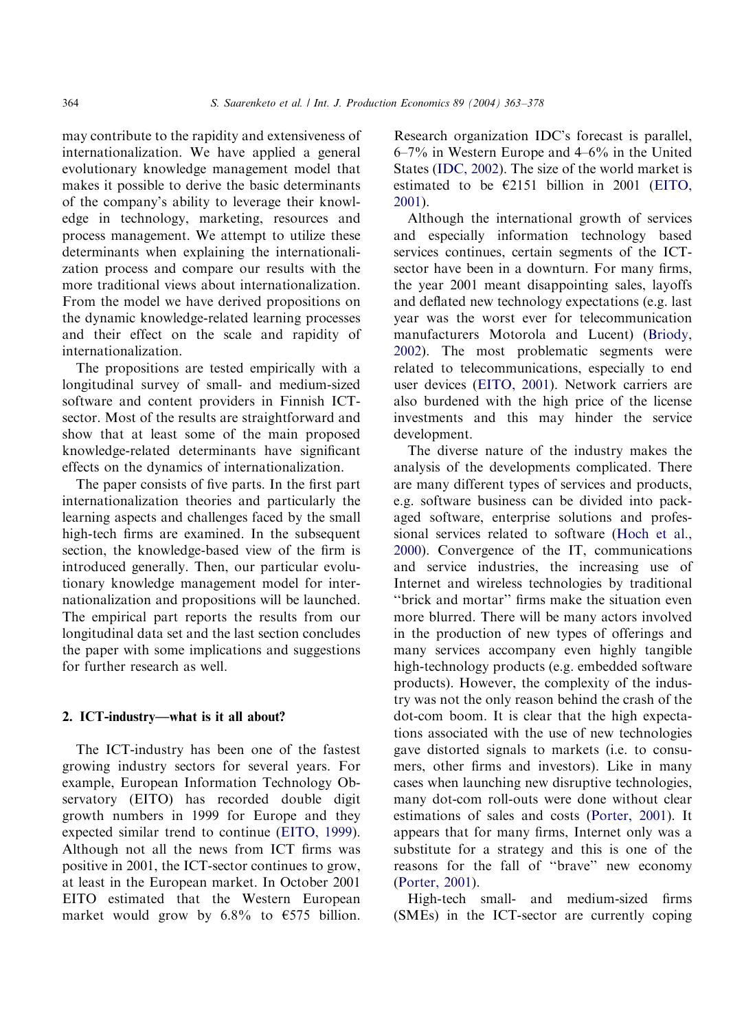may contribute to the rapidity and extensiveness of internationalization. We have applied a general evolutionary knowledge management model that makes it possible to derive the basic determinants of the company's ability to leverage their knowledge in technology, marketing, resources and process management. We attempt to utilize these determinants when explaining the internationalization process and compare our results with the more traditional views about internationalization. From the model we have derived propositions on the dynamic knowledge-related learning processes and their effect on the scale and rapidity of internationalization.

The propositions are tested empirically with a longitudinal survey of small- and medium-sized software and content providers in Finnish ICT-sector. Most of the results are straightforward and show that at least some of the main proposed knowledge-related determinants have significant effects on the dynamics of internationalization.

The paper consists of five parts. In the first part internationalization theories and particularly the learning aspects and challenges faced by the small high-tech firms are examined. In the subsequent section, the knowledge-based view of the firm is introduced generally. Then, our particular evolutionary knowledge management model for internationalization and propositions will be launched. The empirical part reports the results from our longitudinal data set and the last section concludes the paper with some implications and suggestions for further research as well.

## 2. ICT-industry—what is it all about?

The ICT-industry has been one of the fastest growing industry sectors for several years. For example, European Information Technology Observatory (EITO) has recorded double digit growth numbers in 1999 for Europe and they expected similar trend to continue (EITO, 1999). Although not all the news from ICT firms was positive in 2001, the ICT-sector continues to grow, at least in the European market. In October 2001 EITO estimated that the Western European market would grow by 6.8% to €575 billion. Research organization IDC's forecast is parallel, 6–7% in Western Europe and 4–6% in the United States (IDC, 2002). The size of the world market is estimated to be €2151 billion in 2001 (EITO, 2001).

Although the international growth of services and especially information technology based services continues, certain segments of the ICT-sector have been in a downturn. For many firms, the year 2001 meant disappointing sales, layoffs and deflated new technology expectations (e.g. last year was the worst ever for telecommunication manufacturers Motorola and Lucent) (Briody, 2002). The most problematic segments were related to telecommunications, especially to end user devices (EITO, 2001). Network carriers are also burdened with the high price of the license investments and this may hinder the service development.

The diverse nature of the industry makes the analysis of the developments complicated. There are many different types of services and products, e.g. software business can be divided into packaged software, enterprise solutions and professional services related to software (Hoch et al., 2000). Convergence of the IT, communications and service industries, the increasing use of Internet and wireless technologies by traditional "brick and mortar" firms make the situation even more blurred. There will be many actors involved in the production of new types of offerings and many services accompany even highly tangible high-technology products (e.g. embedded software products). However, the complexity of the industry was not the only reason behind the crash of the dot-com boom. It is clear that the high expectations associated with the use of new technologies gave distorted signals to markets (i.e. to consumers, other firms and investors). Like in many cases when launching new disruptive technologies, many dot-com roll-outs were done without clear estimations of sales and costs (Porter, 2001). It appears that for many firms, Internet only was a substitute for a strategy and this is one of the reasons for the fall of "brave" new economy (Porter, 2001).

High-tech small- and medium-sized firms (SMEs) in the ICT-sector are currently coping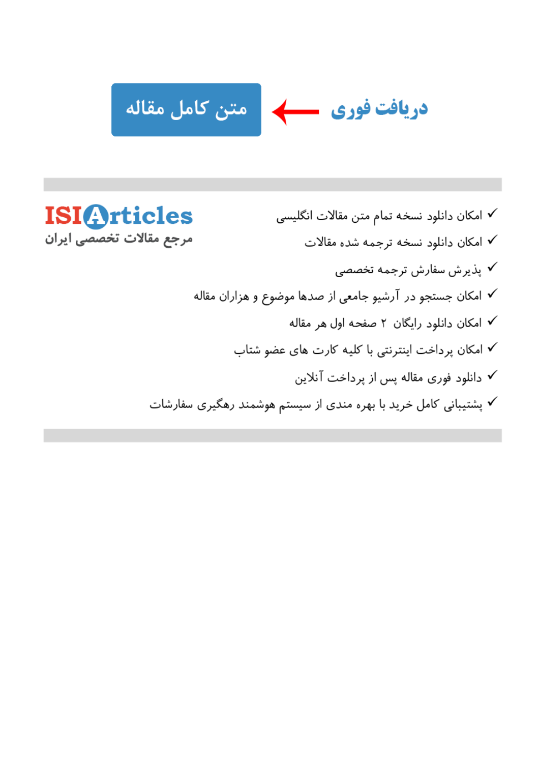دریافت فوری ← متن کامل مقاله

**ISIArticles**
مرجع مقالات تخصصی ایران

- ✓ امکان دانلود نسخه تمام متن مقالات انگلیسی
- ✓ امکان دانلود نسخه ترجمه شده مقالات
- ✓ پذیرش سفارش ترجمه تخصصی
- ✓ امکان جستجو در آرشیو جامعی از صدها موضوع و هزاران مقاله
- ✓ امکان دانلود رایگان ۲ صفحه اول هر مقاله
- ✓ امکان پرداخت اینترنتی با کلیه کارت های عضو شتاب
- ✓ دانلود فوری مقاله پس از پرداخت آنلاین
- ✓ پشتیبانی کامل خرید با بهره مندی از سیستم هوشمند رهگیری سفارشات